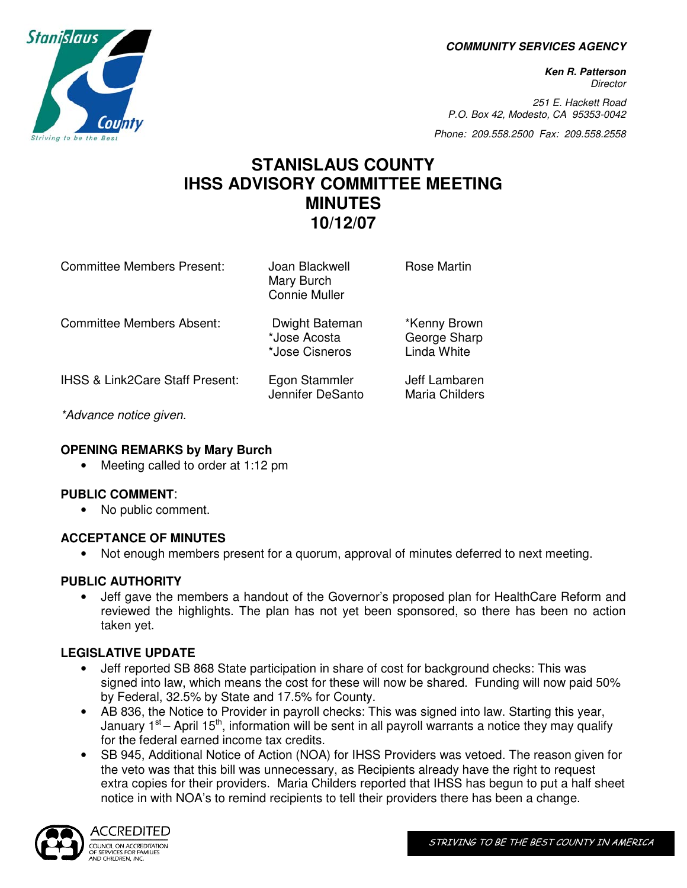**COMMUNITY SERVICES AGENCY**

**Ken R. Patterson**
*Director*

*251 E. Hackett Road*
*P.O. Box 42, Modesto, CA 95353-0042*

*Phone: 209.558.2500 Fax: 209.558.2558*

# STANISLAUS COUNTY
# IHSS ADVISORY COMMITTEE MEETING
# MINUTES
# 10/12/07

| | | |
|---|---|---|
| Committee Members Present: | Joan Blackwell<br>Mary Burch<br>Connie Muller | Rose Martin |
| Committee Members Absent: | Dwight Bateman<br>*Jose Acosta<br>*Jose Cisneros | *Kenny Brown<br>George Sharp<br>Linda White |
| IHSS & Link2Care Staff Present: | Egon Stammler<br>Jennifer DeSanto | Jeff Lambaren<br>Maria Childers |

*Advance notice given.*

**OPENING REMARKS by Mary Burch**

- Meeting called to order at 1:12 pm

**PUBLIC COMMENT**:

- No public comment.

**ACCEPTANCE OF MINUTES**

- Not enough members present for a quorum, approval of minutes deferred to next meeting.

**PUBLIC AUTHORITY**

- Jeff gave the members a handout of the Governor's proposed plan for HealthCare Reform and reviewed the highlights. The plan has not yet been sponsored, so there has been no action taken yet.

**LEGISLATIVE UPDATE**

- Jeff reported SB 868 State participation in share of cost for background checks: This was signed into law, which means the cost for these will now be shared. Funding will now paid 50% by Federal, 32.5% by State and 17.5% for County.
- AB 836, the Notice to Provider in payroll checks: This was signed into law. Starting this year, January 1st – April 15th, information will be sent in all payroll warrants a notice they may qualify for the federal earned income tax credits.
- SB 945, Additional Notice of Action (NOA) for IHSS Providers was vetoed. The reason given for the veto was that this bill was unnecessary, as Recipients already have the right to request extra copies for their providers. Maria Childers reported that IHSS has begun to put a half sheet notice in with NOA's to remind recipients to tell their providers there has been a change.

ACCREDITED
COUNCIL ON ACCREDITATION OF SERVICES FOR FAMILIES AND CHILDREN, INC.

STRIVING TO BE THE BEST COUNTY IN AMERICA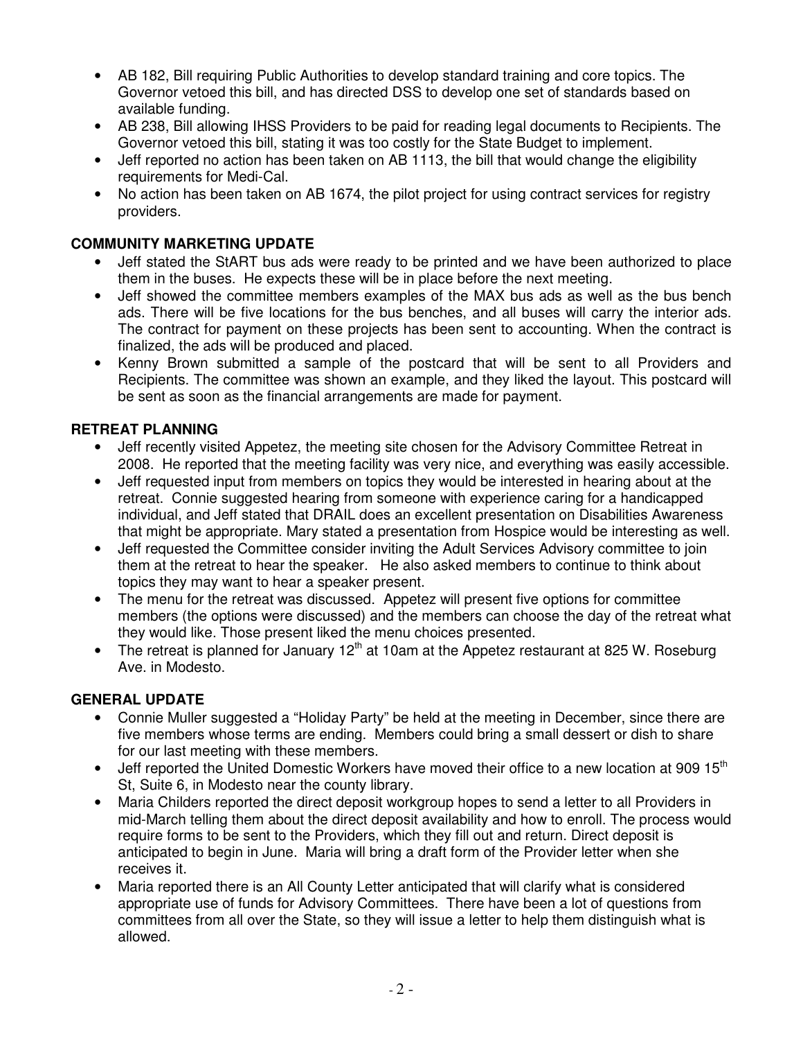- AB 182, Bill requiring Public Authorities to develop standard training and core topics. The Governor vetoed this bill, and has directed DSS to develop one set of standards based on available funding.
- AB 238, Bill allowing IHSS Providers to be paid for reading legal documents to Recipients. The Governor vetoed this bill, stating it was too costly for the State Budget to implement.
- Jeff reported no action has been taken on AB 1113, the bill that would change the eligibility requirements for Medi-Cal.
- No action has been taken on AB 1674, the pilot project for using contract services for registry providers.

**COMMUNITY MARKETING UPDATE**

- Jeff stated the StART bus ads were ready to be printed and we have been authorized to place them in the buses. He expects these will be in place before the next meeting.
- Jeff showed the committee members examples of the MAX bus ads as well as the bus bench ads. There will be five locations for the bus benches, and all buses will carry the interior ads. The contract for payment on these projects has been sent to accounting. When the contract is finalized, the ads will be produced and placed.
- Kenny Brown submitted a sample of the postcard that will be sent to all Providers and Recipients. The committee was shown an example, and they liked the layout. This postcard will be sent as soon as the financial arrangements are made for payment.

**RETREAT PLANNING**

- Jeff recently visited Appetez, the meeting site chosen for the Advisory Committee Retreat in 2008. He reported that the meeting facility was very nice, and everything was easily accessible.
- Jeff requested input from members on topics they would be interested in hearing about at the retreat. Connie suggested hearing from someone with experience caring for a handicapped individual, and Jeff stated that DRAIL does an excellent presentation on Disabilities Awareness that might be appropriate. Mary stated a presentation from Hospice would be interesting as well.
- Jeff requested the Committee consider inviting the Adult Services Advisory committee to join them at the retreat to hear the speaker. He also asked members to continue to think about topics they may want to hear a speaker present.
- The menu for the retreat was discussed. Appetez will present five options for committee members (the options were discussed) and the members can choose the day of the retreat what they would like. Those present liked the menu choices presented.
- The retreat is planned for January 12th at 10am at the Appetez restaurant at 825 W. Roseburg Ave. in Modesto.

**GENERAL UPDATE**

- Connie Muller suggested a "Holiday Party" be held at the meeting in December, since there are five members whose terms are ending. Members could bring a small dessert or dish to share for our last meeting with these members.
- Jeff reported the United Domestic Workers have moved their office to a new location at 909 15th St, Suite 6, in Modesto near the county library.
- Maria Childers reported the direct deposit workgroup hopes to send a letter to all Providers in mid-March telling them about the direct deposit availability and how to enroll. The process would require forms to be sent to the Providers, which they fill out and return. Direct deposit is anticipated to begin in June. Maria will bring a draft form of the Provider letter when she receives it.
- Maria reported there is an All County Letter anticipated that will clarify what is considered appropriate use of funds for Advisory Committees. There have been a lot of questions from committees from all over the State, so they will issue a letter to help them distinguish what is allowed.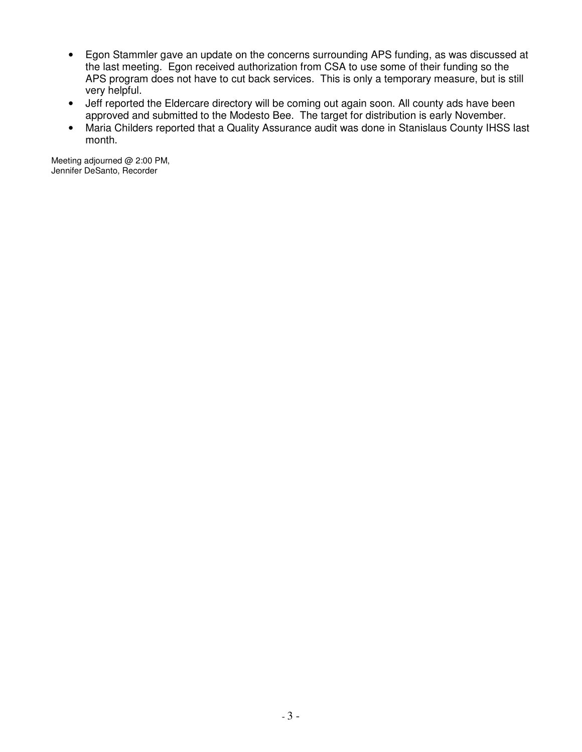- Egon Stammler gave an update on the concerns surrounding APS funding, as was discussed at the last meeting. Egon received authorization from CSA to use some of their funding so the APS program does not have to cut back services. This is only a temporary measure, but is still very helpful.
- Jeff reported the Eldercare directory will be coming out again soon. All county ads have been approved and submitted to the Modesto Bee. The target for distribution is early November.
- Maria Childers reported that a Quality Assurance audit was done in Stanislaus County IHSS last month.

Meeting adjourned @ 2:00 PM,
Jennifer DeSanto, Recorder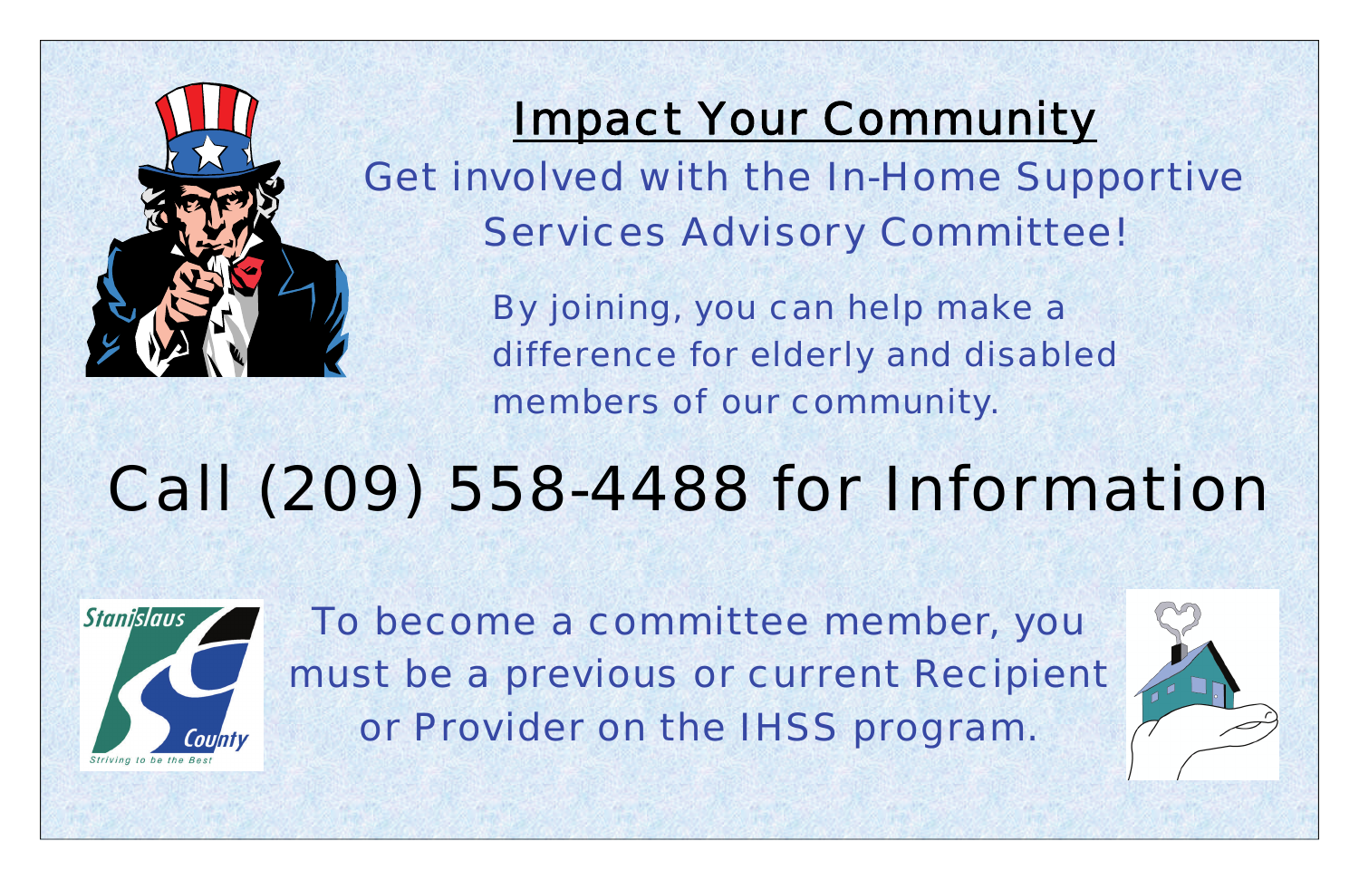## Impact Your Community

Get involved with the In-Home Supportive Services Advisory Committee!

By joining, you can help make a difference for elderly and disabled members of our community.

# Call (209) 558-4488 for Information

Stanislaus County

*Striving to be the Best*

To become a committee member, you must be a previous or current Recipient or Provider on the IHSS program.